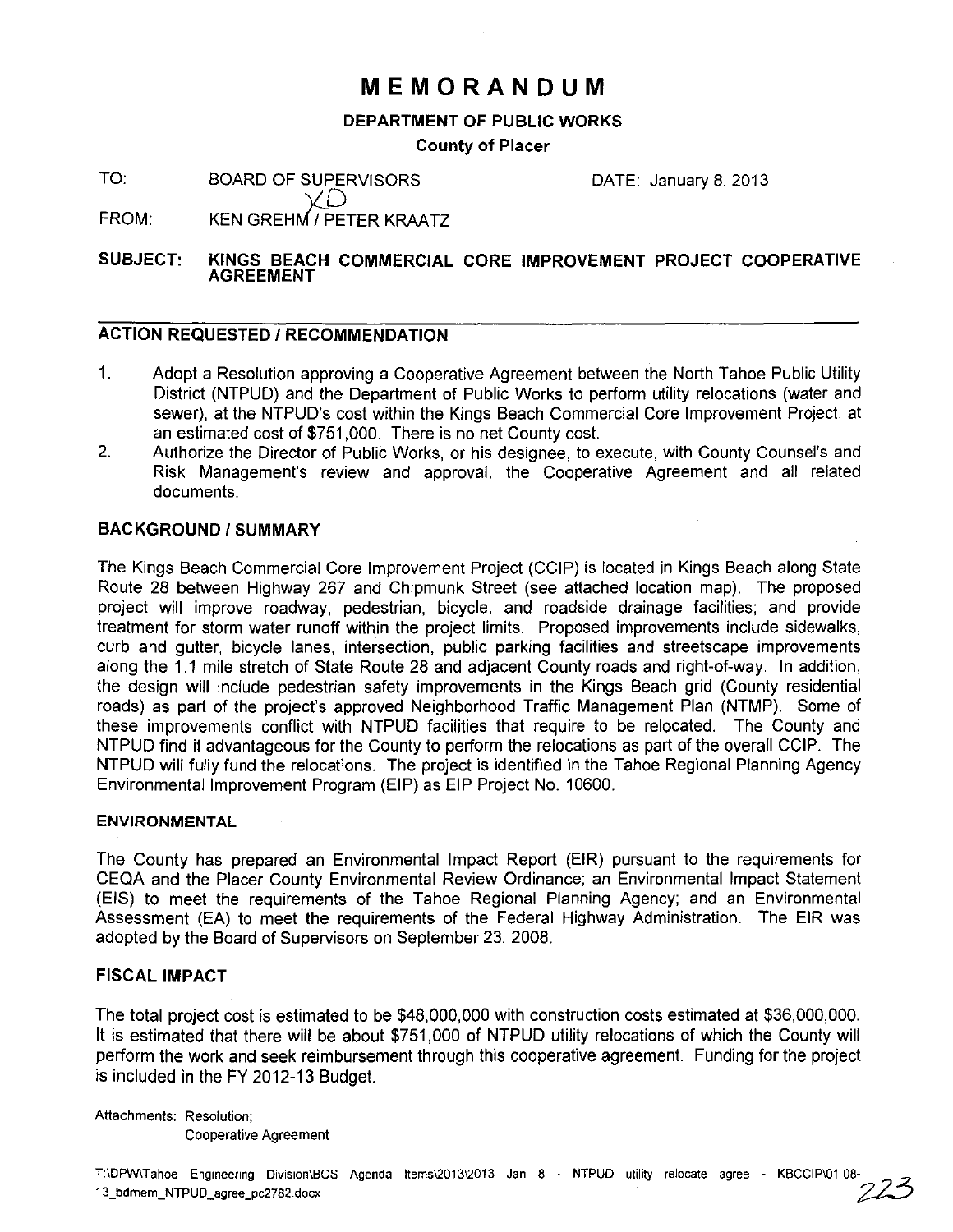# MEMORANDUM

**DEPARTMENT OF PUBLIC WORKS**

**County of Placer**

TO: BOARD OF SUPERVISORS DATE: January 8, 2013

FROM: KEN GREHM / PETER KRAATZ

**SUBJECT: KINGS BEACH COMMERCIAL CORE IMPROVEMENT PROJECT COOPERATIVE AGREEMENT**

## ACTION REQUESTED / RECOMMENDATION

1. Adopt a Resolution approving a Cooperative Agreement between the North Tahoe Public Utility District (NTPUD) and the Department of Public Works to perform utility relocations (water and sewer), at the NTPUD's cost within the Kings Beach Commercial Core Improvement Project, at an estimated cost of $751,000. There is no net County cost.
2. Authorize the Director of Public Works, or his designee, to execute, with County Counsel's and Risk Management's review and approval, the Cooperative Agreement and all related documents.

## BACKGROUND / SUMMARY

The Kings Beach Commercial Core Improvement Project (CCIP) is located in Kings Beach along State Route 28 between Highway 267 and Chipmunk Street (see attached location map). The proposed project will improve roadway, pedestrian, bicycle, and roadside drainage facilities; and provide treatment for storm water runoff within the project limits. Proposed improvements include sidewalks, curb and gutter, bicycle lanes, intersection, public parking facilities and streetscape improvements along the 1.1 mile stretch of State Route 28 and adjacent County roads and right-of-way. In addition, the design will include pedestrian safety improvements in the Kings Beach grid (County residential roads) as part of the project's approved Neighborhood Traffic Management Plan (NTMP). Some of these improvements conflict with NTPUD facilities that require to be relocated. The County and NTPUD find it advantageous for the County to perform the relocations as part of the overall CCIP. The NTPUD will fully fund the relocations. The project is identified in the Tahoe Regional Planning Agency Environmental Improvement Program (EIP) as EIP Project No. 10600.

### ENVIRONMENTAL

The County has prepared an Environmental Impact Report (EIR) pursuant to the requirements for CEQA and the Placer County Environmental Review Ordinance; an Environmental Impact Statement (EIS) to meet the requirements of the Tahoe Regional Planning Agency; and an Environmental Assessment (EA) to meet the requirements of the Federal Highway Administration. The EIR was adopted by the Board of Supervisors on September 23, 2008.

## FISCAL IMPACT

The total project cost is estimated to be $48,000,000 with construction costs estimated at $36,000,000. It is estimated that there will be about $751,000 of NTPUD utility relocations of which the County will perform the work and seek reimbursement through this cooperative agreement. Funding for the project is included in the FY 2012-13 Budget.

Attachments: Resolution;
Cooperative Agreement

T:\DPW\Tahoe Engineering Division\BOS Agenda Items\2013\2013 Jan 8 - NTPUD utility relocate agree - KBCCIP\01-08-13_bdmem_NTPUD_agree_pc2782.docx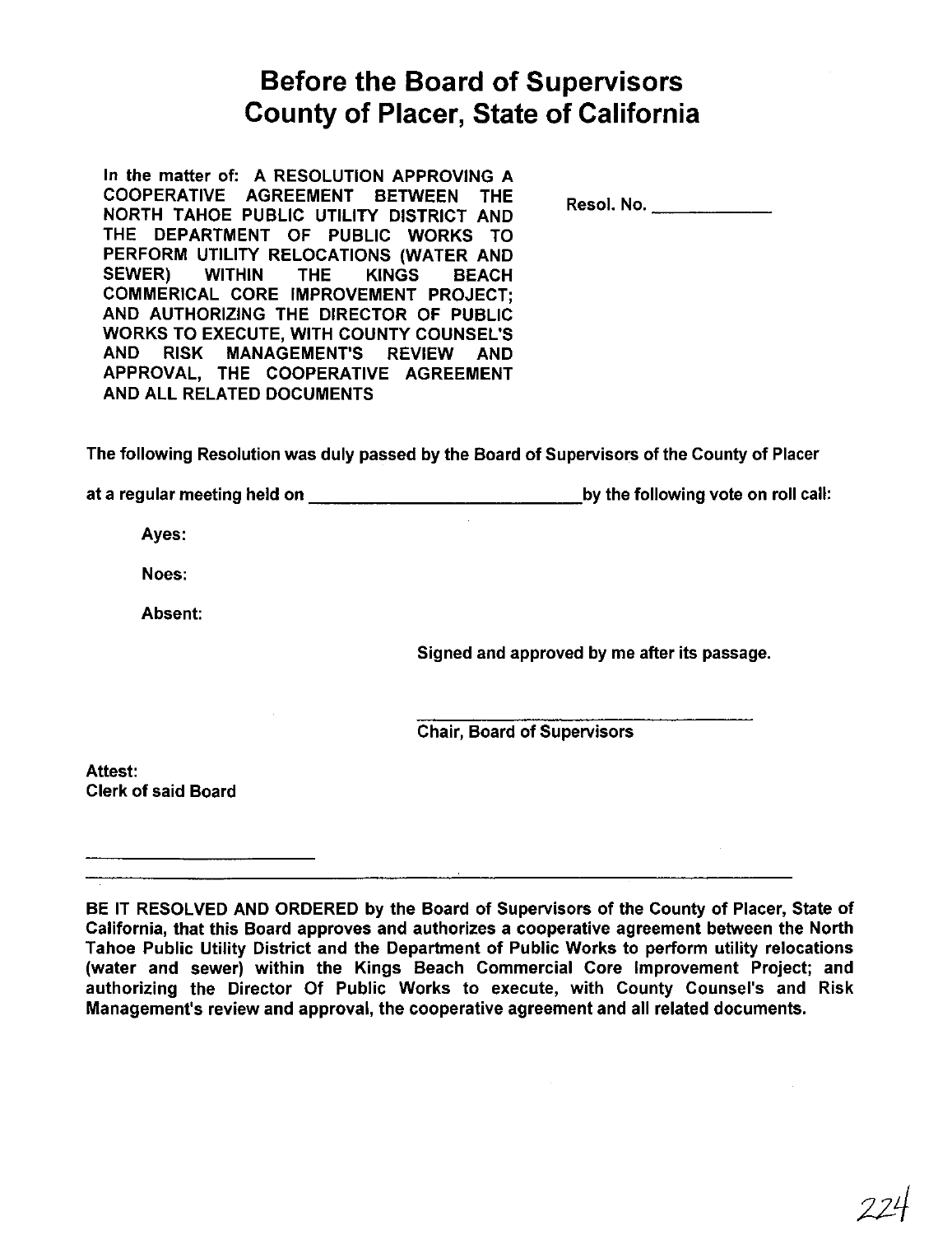# Before the Board of Supervisors
# County of Placer, State of California

In the matter of: A RESOLUTION APPROVING A COOPERATIVE AGREEMENT BETWEEN THE NORTH TAHOE PUBLIC UTILITY DISTRICT AND THE DEPARTMENT OF PUBLIC WORKS TO PERFORM UTILITY RELOCATIONS (WATER AND SEWER) WITHIN THE KINGS BEACH COMMERICAL CORE IMPROVEMENT PROJECT; AND AUTHORIZING THE DIRECTOR OF PUBLIC WORKS TO EXECUTE, WITH COUNTY COUNSEL'S AND RISK MANAGEMENT'S REVIEW AND APPROVAL, THE COOPERATIVE AGREEMENT AND ALL RELATED DOCUMENTS

Resol. No. ____________

The following Resolution was duly passed by the Board of Supervisors of the County of Placer

at a regular meeting held on ____________________________ by the following vote on roll call:

Ayes:

Noes:

Absent:

Signed and approved by me after its passage.

______________________________________

Chair, Board of Supervisors

Attest:
Clerk of said Board

________________________

---

**BE IT RESOLVED AND ORDERED by the Board of Supervisors of the County of Placer, State of California, that this Board approves and authorizes a cooperative agreement between the North Tahoe Public Utility District and the Department of Public Works to perform utility relocations (water and sewer) within the Kings Beach Commercial Core Improvement Project; and authorizing the Director Of Public Works to execute, with County Counsel's and Risk Management's review and approval, the cooperative agreement and all related documents.**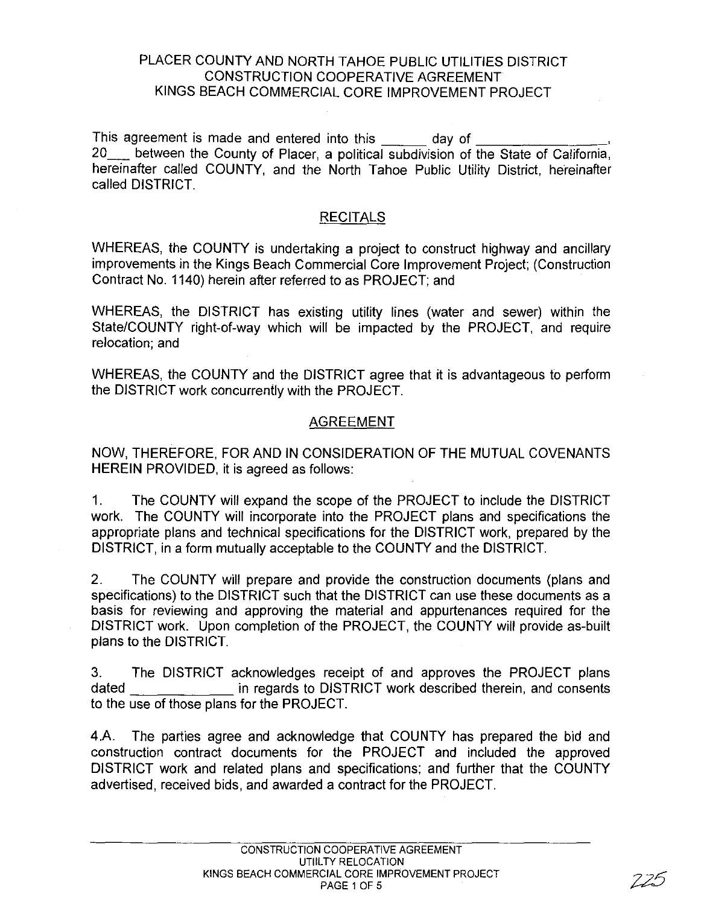PLACER COUNTY AND NORTH TAHOE PUBLIC UTILITIES DISTRICT
CONSTRUCTION COOPERATIVE AGREEMENT
KINGS BEACH COMMERCIAL CORE IMPROVEMENT PROJECT

This agreement is made and entered into this ______ day of ________________, 20___ between the County of Placer, a political subdivision of the State of California, hereinafter called COUNTY, and the North Tahoe Public Utility District, hereinafter called DISTRICT.

## RECITALS

WHEREAS, the COUNTY is undertaking a project to construct highway and ancillary improvements in the Kings Beach Commercial Core Improvement Project; (Construction Contract No. 1140) herein after referred to as PROJECT; and

WHEREAS, the DISTRICT has existing utility lines (water and sewer) within the State/COUNTY right-of-way which will be impacted by the PROJECT, and require relocation; and

WHEREAS, the COUNTY and the DISTRICT agree that it is advantageous to perform the DISTRICT work concurrently with the PROJECT.

## AGREEMENT

NOW, THEREFORE, FOR AND IN CONSIDERATION OF THE MUTUAL COVENANTS HEREIN PROVIDED, it is agreed as follows:

1. The COUNTY will expand the scope of the PROJECT to include the DISTRICT work. The COUNTY will incorporate into the PROJECT plans and specifications the appropriate plans and technical specifications for the DISTRICT work, prepared by the DISTRICT, in a form mutually acceptable to the COUNTY and the DISTRICT.

2. The COUNTY will prepare and provide the construction documents (plans and specifications) to the DISTRICT such that the DISTRICT can use these documents as a basis for reviewing and approving the material and appurtenances required for the DISTRICT work. Upon completion of the PROJECT, the COUNTY will provide as-built plans to the DISTRICT.

3. The DISTRICT acknowledges receipt of and approves the PROJECT plans dated ______________ in regards to DISTRICT work described therein, and consents to the use of those plans for the PROJECT.

4.A. The parties agree and acknowledge that COUNTY has prepared the bid and construction contract documents for the PROJECT and included the approved DISTRICT work and related plans and specifications; and further that the COUNTY advertised, received bids, and awarded a contract for the PROJECT.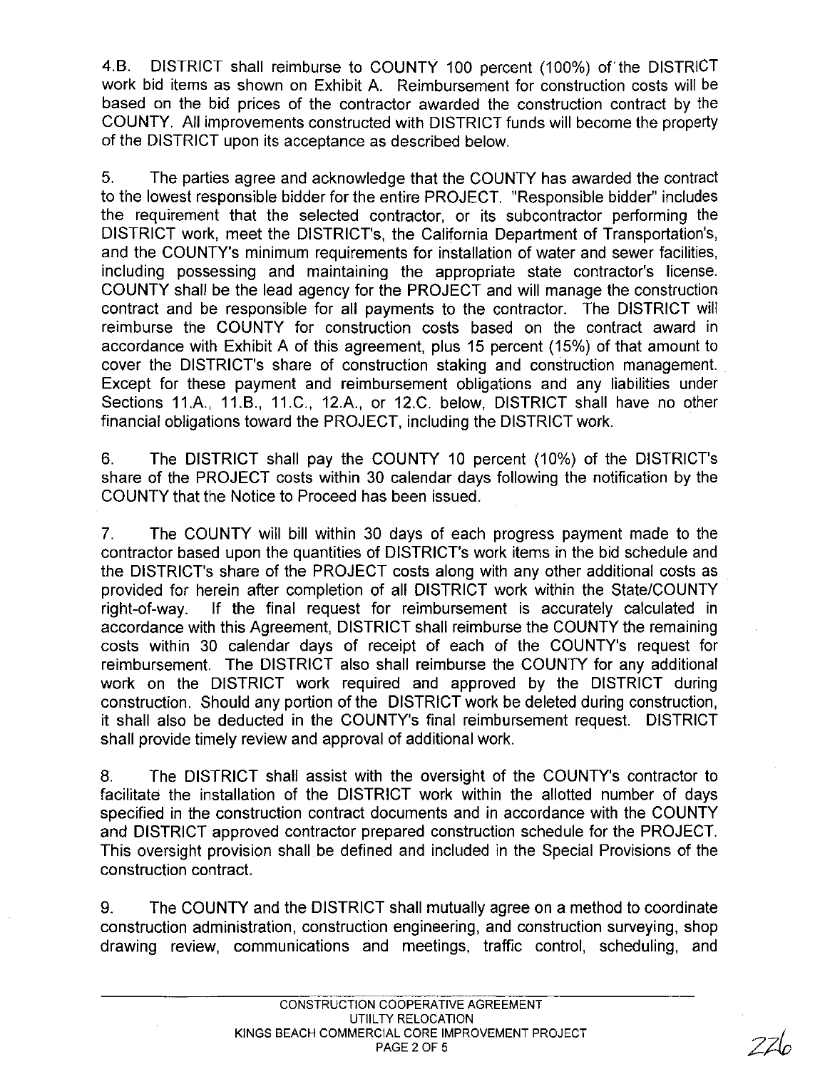4.B. DISTRICT shall reimburse to COUNTY 100 percent (100%) of the DISTRICT work bid items as shown on Exhibit A. Reimbursement for construction costs will be based on the bid prices of the contractor awarded the construction contract by the COUNTY. All improvements constructed with DISTRICT funds will become the property of the DISTRICT upon its acceptance as described below.

5. The parties agree and acknowledge that the COUNTY has awarded the contract to the lowest responsible bidder for the entire PROJECT. "Responsible bidder" includes the requirement that the selected contractor, or its subcontractor performing the DISTRICT work, meet the DISTRICT's, the California Department of Transportation's, and the COUNTY's minimum requirements for installation of water and sewer facilities, including possessing and maintaining the appropriate state contractor's license. COUNTY shall be the lead agency for the PROJECT and will manage the construction contract and be responsible for all payments to the contractor. The DISTRICT will reimburse the COUNTY for construction costs based on the contract award in accordance with Exhibit A of this agreement, plus 15 percent (15%) of that amount to cover the DISTRICT's share of construction staking and construction management. Except for these payment and reimbursement obligations and any liabilities under Sections 11.A., 11.B., 11.C., 12.A., or 12.C. below, DISTRICT shall have no other financial obligations toward the PROJECT, including the DISTRICT work.

6. The DISTRICT shall pay the COUNTY 10 percent (10%) of the DISTRICT's share of the PROJECT costs within 30 calendar days following the notification by the COUNTY that the Notice to Proceed has been issued.

7. The COUNTY will bill within 30 days of each progress payment made to the contractor based upon the quantities of DISTRICT's work items in the bid schedule and the DISTRICT's share of the PROJECT costs along with any other additional costs as provided for herein after completion of all DISTRICT work within the State/COUNTY right-of-way. If the final request for reimbursement is accurately calculated in accordance with this Agreement, DISTRICT shall reimburse the COUNTY the remaining costs within 30 calendar days of receipt of each of the COUNTY's request for reimbursement. The DISTRICT also shall reimburse the COUNTY for any additional work on the DISTRICT work required and approved by the DISTRICT during construction. Should any portion of the DISTRICT work be deleted during construction, it shall also be deducted in the COUNTY's final reimbursement request. DISTRICT shall provide timely review and approval of additional work.

8. The DISTRICT shall assist with the oversight of the COUNTY's contractor to facilitate the installation of the DISTRICT work within the allotted number of days specified in the construction contract documents and in accordance with the COUNTY and DISTRICT approved contractor prepared construction schedule for the PROJECT. This oversight provision shall be defined and included in the Special Provisions of the construction contract.

9. The COUNTY and the DISTRICT shall mutually agree on a method to coordinate construction administration, construction engineering, and construction surveying, shop drawing review, communications and meetings, traffic control, scheduling, and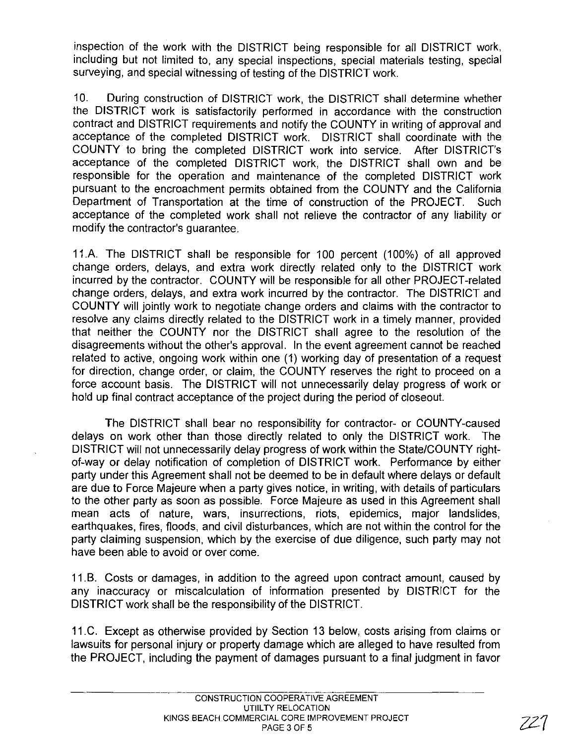inspection of the work with the DISTRICT being responsible for all DISTRICT work, including but not limited to, any special inspections, special materials testing, special surveying, and special witnessing of testing of the DISTRICT work.

10. During construction of DISTRICT work, the DISTRICT shall determine whether the DISTRICT work is satisfactorily performed in accordance with the construction contract and DISTRICT requirements and notify the COUNTY in writing of approval and acceptance of the completed DISTRICT work. DISTRICT shall coordinate with the COUNTY to bring the completed DISTRICT work into service. After DISTRICT's acceptance of the completed DISTRICT work, the DISTRICT shall own and be responsible for the operation and maintenance of the completed DISTRICT work pursuant to the encroachment permits obtained from the COUNTY and the California Department of Transportation at the time of construction of the PROJECT. Such acceptance of the completed work shall not relieve the contractor of any liability or modify the contractor's guarantee.

11.A. The DISTRICT shall be responsible for 100 percent (100%) of all approved change orders, delays, and extra work directly related only to the DISTRICT work incurred by the contractor. COUNTY will be responsible for all other PROJECT-related change orders, delays, and extra work incurred by the contractor. The DISTRICT and COUNTY will jointly work to negotiate change orders and claims with the contractor to resolve any claims directly related to the DISTRICT work in a timely manner, provided that neither the COUNTY nor the DISTRICT shall agree to the resolution of the disagreements without the other's approval. In the event agreement cannot be reached related to active, ongoing work within one (1) working day of presentation of a request for direction, change order, or claim, the COUNTY reserves the right to proceed on a force account basis. The DISTRICT will not unnecessarily delay progress of work or hold up final contract acceptance of the project during the period of closeout.

The DISTRICT shall bear no responsibility for contractor- or COUNTY-caused delays on work other than those directly related to only the DISTRICT work. The DISTRICT will not unnecessarily delay progress of work within the State/COUNTY right-of-way or delay notification of completion of DISTRICT work. Performance by either party under this Agreement shall not be deemed to be in default where delays or default are due to Force Majeure when a party gives notice, in writing, with details of particulars to the other party as soon as possible. Force Majeure as used in this Agreement shall mean acts of nature, wars, insurrections, riots, epidemics, major landslides, earthquakes, fires, floods, and civil disturbances, which are not within the control for the party claiming suspension, which by the exercise of due diligence, such party may not have been able to avoid or over come.

11.B. Costs or damages, in addition to the agreed upon contract amount, caused by any inaccuracy or miscalculation of information presented by DISTRICT for the DISTRICT work shall be the responsibility of the DISTRICT.

11.C. Except as otherwise provided by Section 13 below, costs arising from claims or lawsuits for personal injury or property damage which are alleged to have resulted from the PROJECT, including the payment of damages pursuant to a final judgment in favor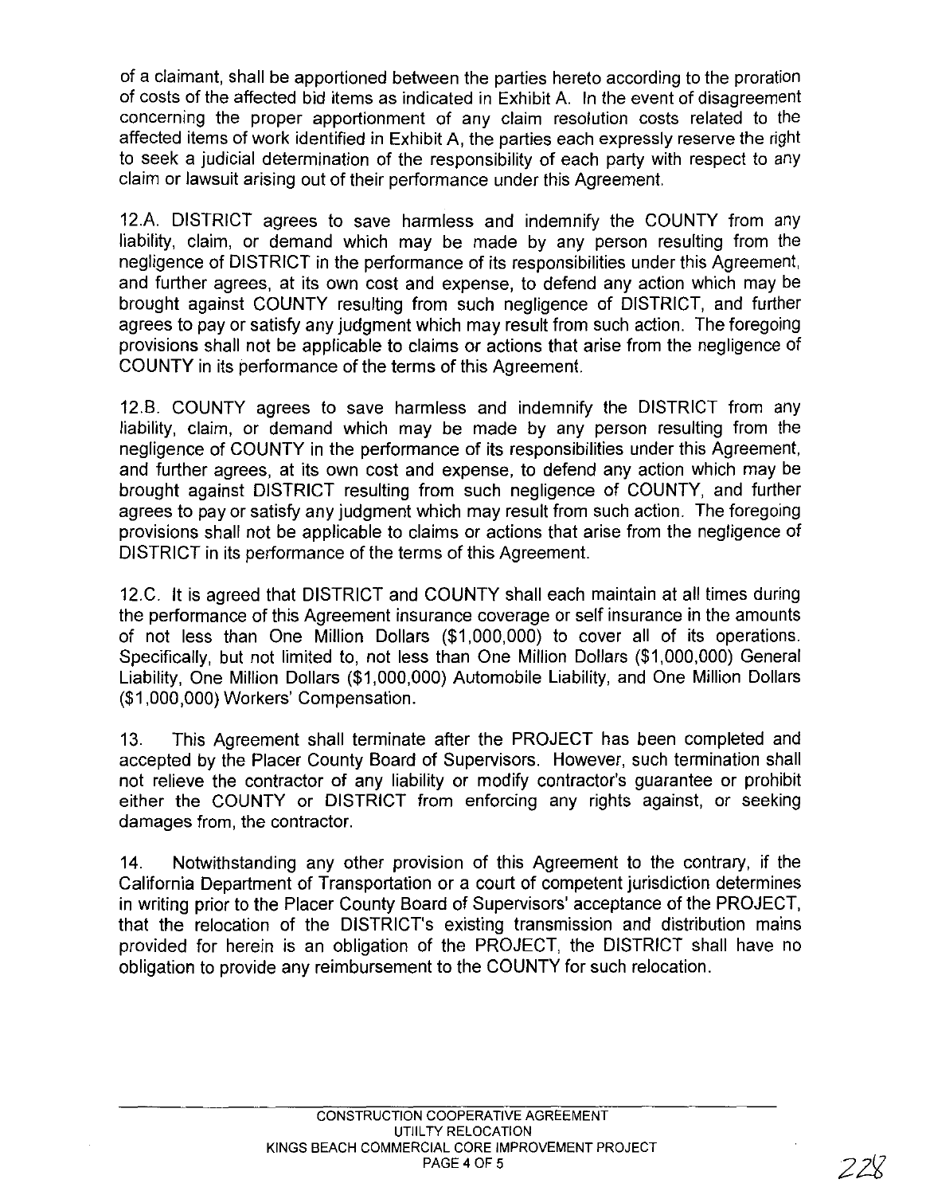of a claimant, shall be apportioned between the parties hereto according to the proration of costs of the affected bid items as indicated in Exhibit A. In the event of disagreement concerning the proper apportionment of any claim resolution costs related to the affected items of work identified in Exhibit A, the parties each expressly reserve the right to seek a judicial determination of the responsibility of each party with respect to any claim or lawsuit arising out of their performance under this Agreement.

12.A. DISTRICT agrees to save harmless and indemnify the COUNTY from any liability, claim, or demand which may be made by any person resulting from the negligence of DISTRICT in the performance of its responsibilities under this Agreement, and further agrees, at its own cost and expense, to defend any action which may be brought against COUNTY resulting from such negligence of DISTRICT, and further agrees to pay or satisfy any judgment which may result from such action. The foregoing provisions shall not be applicable to claims or actions that arise from the negligence of COUNTY in its performance of the terms of this Agreement.

12.B. COUNTY agrees to save harmless and indemnify the DISTRICT from any liability, claim, or demand which may be made by any person resulting from the negligence of COUNTY in the performance of its responsibilities under this Agreement, and further agrees, at its own cost and expense, to defend any action which may be brought against DISTRICT resulting from such negligence of COUNTY, and further agrees to pay or satisfy any judgment which may result from such action. The foregoing provisions shall not be applicable to claims or actions that arise from the negligence of DISTRICT in its performance of the terms of this Agreement.

12.C. It is agreed that DISTRICT and COUNTY shall each maintain at all times during the performance of this Agreement insurance coverage or self insurance in the amounts of not less than One Million Dollars ($1,000,000) to cover all of its operations. Specifically, but not limited to, not less than One Million Dollars ($1,000,000) General Liability, One Million Dollars ($1,000,000) Automobile Liability, and One Million Dollars ($1,000,000) Workers' Compensation.

13. This Agreement shall terminate after the PROJECT has been completed and accepted by the Placer County Board of Supervisors. However, such termination shall not relieve the contractor of any liability or modify contractor's guarantee or prohibit either the COUNTY or DISTRICT from enforcing any rights against, or seeking damages from, the contractor.

14. Notwithstanding any other provision of this Agreement to the contrary, if the California Department of Transportation or a court of competent jurisdiction determines in writing prior to the Placer County Board of Supervisors' acceptance of the PROJECT, that the relocation of the DISTRICT's existing transmission and distribution mains provided for herein is an obligation of the PROJECT, the DISTRICT shall have no obligation to provide any reimbursement to the COUNTY for such relocation.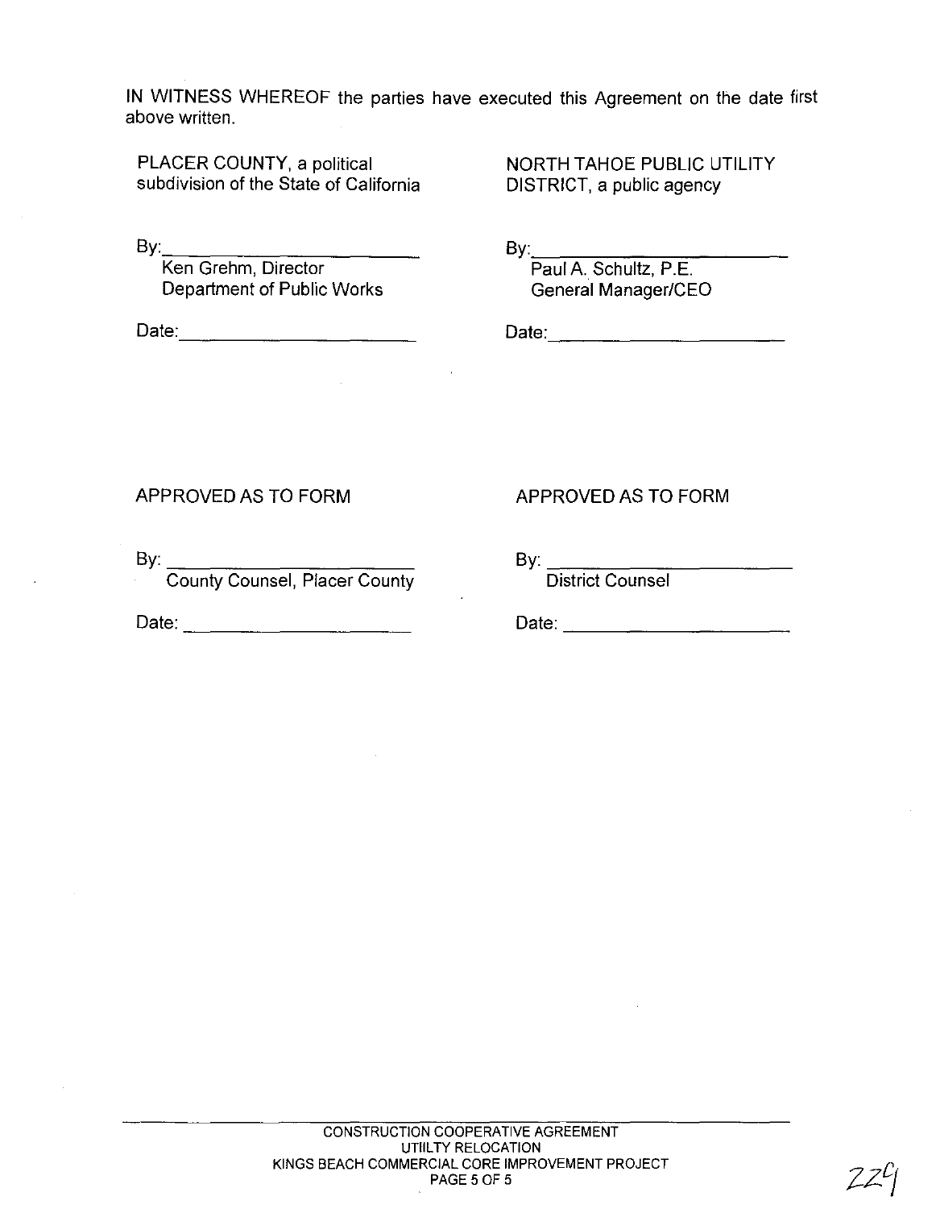IN WITNESS WHEREOF the parties have executed this Agreement on the date first above written.

| PLACER COUNTY, a political subdivision of the State of California | NORTH TAHOE PUBLIC UTILITY DISTRICT, a public agency |
| --- | --- |
| By:\_\_\_\_\_\_\_\_\_\_\_\_\_\_\_\_\_\_\_\_\_\_\_\_ | By:\_\_\_\_\_\_\_\_\_\_\_\_\_\_\_\_\_\_\_\_\_\_\_\_ |
| Ken Grehm, Director<br>Department of Public Works | Paul A. Schultz, P.E.<br>General Manager/CEO |
| Date:\_\_\_\_\_\_\_\_\_\_\_\_\_\_\_\_\_\_\_\_\_\_\_\_ | Date:\_\_\_\_\_\_\_\_\_\_\_\_\_\_\_\_\_\_\_\_\_\_\_\_ |

| APPROVED AS TO FORM | APPROVED AS TO FORM |
| --- | --- |
| By: \_\_\_\_\_\_\_\_\_\_\_\_\_\_\_\_\_\_\_\_\_\_\_\_ | By: \_\_\_\_\_\_\_\_\_\_\_\_\_\_\_\_\_\_\_\_\_\_\_\_ |
| County Counsel, Placer County | District Counsel |
| Date: \_\_\_\_\_\_\_\_\_\_\_\_\_\_\_\_\_\_\_\_\_\_\_\_ | Date: \_\_\_\_\_\_\_\_\_\_\_\_\_\_\_\_\_\_\_\_\_\_\_\_ |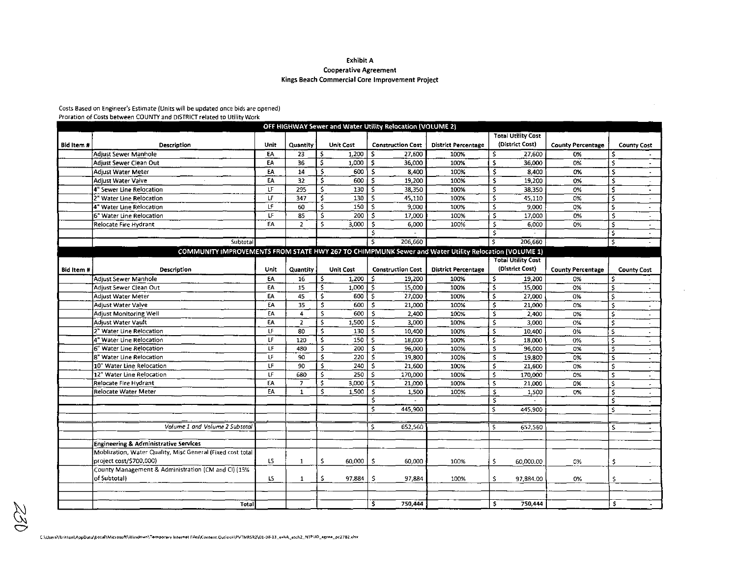**Exhibit A**
**Cooperative Agreement**
**Kings Beach Commercial Core Improvement Project**

Costs Based on Engineer's Estimate (Units will be updated once bids are opened)
Proration of Costs between COUNTY and DISTRICT related to Utility Work

| Bid Item # | Description | Unit | Quantity | Unit Cost | Construction Cost | District Percentage | Total Utility Cost (District Cost) | County Percentage | County Cost |
|---|---|---|---|---|---|---|---|---|---|
| **OFF HIGHWAY Sewer and Water Utility Relocation (VOLUME 2)** | | | | | | | | | |
| | Adjust Sewer Manhole | EA | 23 | $ 1,200 | $ 27,600 | 100% | $ 27,600 | 0% | $ - |
| | Adjust Sewer Clean Out | EA | 36 | $ 1,000 | $ 36,000 | 100% | $ 36,000 | 0% | $ - |
| | Adjust Water Meter | EA | 14 | $ 600 | $ 8,400 | 100% | $ 8,400 | 0% | $ - |
| | Adjust Water Valve | EA | 32 | $ 600 | $ 19,200 | 100% | $ 19,200 | 0% | $ - |
| | 4" Sewer Line Relocation | LF | 295 | $ 130 | $ 38,350 | 100% | $ 38,350 | 0% | $ - |
| | 2" Water Line Relocation | LF | 347 | $ 130 | $ 45,110 | 100% | $ 45,110 | 0% | $ - |
| | 4" Water Line Relocation | LF | 60 | $ 150 | $ 9,000 | 100% | $ 9,000 | 0% | $ - |
| | 6" Water Line Relocation | LF | 85 | $ 200 | $ 17,000 | 100% | $ 17,000 | 0% | $ - |
| | Relocate Fire Hydrant | EA | 2 | $ 3,000 | $ 6,000 | 100% | $ 6,000 | 0% | $ - |
| | | | | | $ - | | $ - | | $ - |
| | Subtotal | | | | $ 206,660 | | $ 206,660 | | $ - |
| **COMMUNITY IMPROVEMENTS FROM STATE HWY 267 TO CHIMPMUNK Sewer and Water Utility Relocation (VOLUME 1)** | | | | | | | | | |
| **Bid Item #** | **Description** | **Unit** | **Quantity** | **Unit Cost** | **Construction Cost** | **District Percentage** | **Total Utility Cost (District Cost)** | **County Percentage** | **County Cost** |
| | Adjust Sewer Manhole | EA | 16 | $ 1,200 | $ 19,200 | 100% | $ 19,200 | 0% | $ - |
| | Adjust Sewer Clean Out | EA | 15 | $ 1,000 | $ 15,000 | 100% | $ 15,000 | 0% | $ - |
| | Adjust Water Meter | EA | 45 | $ 600 | $ 27,000 | 100% | $ 27,000 | 0% | $ - |
| | Adjust Water Valve | EA | 35 | $ 600 | $ 21,000 | 100% | $ 21,000 | 0% | $ - |
| | Adjust Monitoring Well | EA | 4 | $ 600 | $ 2,400 | 100% | $ 2,400 | 0% | $ - |
| | Adjust Water Vault | EA | 2 | $ 1,500 | $ 3,000 | 100% | $ 3,000 | 0% | $ - |
| | 2" Water Line Relocation | LF | 80 | $ 130 | $ 10,400 | 100% | $ 10,400 | 0% | $ - |
| | 4" Water Line Relocation | LF | 120 | $ 150 | $ 18,000 | 100% | $ 18,000 | 0% | $ - |
| | 6" Water Line Relocation | LF | 480 | $ 200 | $ 96,000 | 100% | $ 96,000 | 0% | $ - |
| | 8" Water Line Relocation | LF | 90 | $ 220 | $ 19,800 | 100% | $ 19,800 | 0% | $ - |
| | 10" Water Line Relocation | LF | 90 | $ 240 | $ 21,600 | 100% | $ 21,600 | 0% | $ - |
| | 12" Water Line Relocation | LF | 680 | $ 250 | $ 170,000 | 100% | $ 170,000 | 0% | $ - |
| | Relocate Fire Hydrant | EA | 7 | $ 3,000 | $ 21,000 | 100% | $ 21,000 | 0% | $ - |
| | Relocate Water Meter | EA | 1 | $ 1,500 | $ 1,500 | 100% | $ 1,500 | 0% | $ - |
| | | | | | $ - | | $ - | | $ - |
| | | | | | $ 445,900 | | $ 445,900 | | $ - |
| | | | | | | | | | |
| | *Volume 1 and Volume 2 Subtotal* | | | | $ 652,560 | | $ 652,560 | | $ - |
| | | | | | | | | | |
| | **Engineering & Administrative Services** | | | | | | | | |
| | Moblization, Water Quality, Misc General (Fixed cost total project cost/$700,000) | LS | 1 | $ 60,000 | $ 60,000 | 100% | $ 60,000.00 | 0% | $ - |
| | County Management & Administration (CM and CI) (15% of Subtotal) | LS | 1 | $ 97,884 | $ 97,884 | 100% | $ 97,884.00 | 0% | $ - |
| | | | | | | | | | |
| | | | | | | | | | |
| | Total | | | | $ 750,444 | | $ 750,444 | | $ - |

C:\Users\lbritton\AppData\Local\Microsoft\Windows\Temporary Internet Files\Content.Outlook\PVTMRSR2\01-08-13_exhA_atch2_NTPUD_agree_pc2782.xlsx